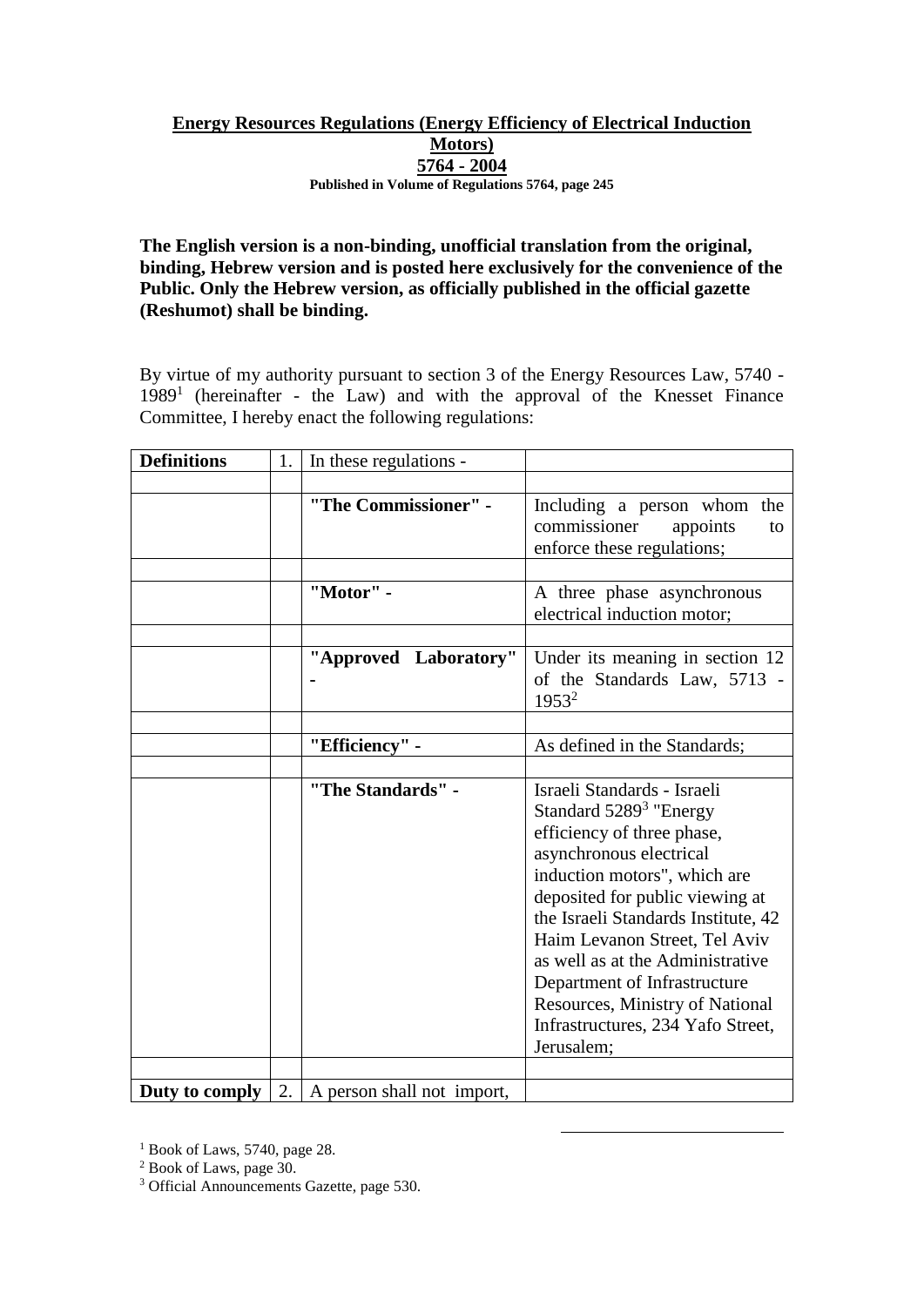**Energy Resources Regulations (Energy Efficiency of Electrical Induction Motors)**
**5764 - 2004**
**Published in Volume of Regulations 5764, page 245**

**The English version is a non-binding, unofficial translation from the original, binding, Hebrew version and is posted here exclusively for the convenience of the Public. Only the Hebrew version, as officially published in the official gazette (Reshumot) shall be binding.**

By virtue of my authority pursuant to section 3 of the Energy Resources Law, 5740 - 1989[1] (hereinafter - the Law) and with the approval of the Knesset Finance Committee, I hereby enact the following regulations:

| | | | |
|---|---|---|---|
| **Definitions** | 1. | In these regulations - | |
| | | | |
| | | **"The Commissioner" -** | Including a person whom the commissioner appoints to enforce these regulations; |
| | | | |
| | | **"Motor" -** | A three phase asynchronous electrical induction motor; |
| | | | |
| | | **"Approved Laboratory" -** | Under its meaning in section 12 of the Standards Law, 5713 - 1953[2] |
| | | | |
| | | **"Efficiency" -** | As defined in the Standards; |
| | | | |
| | | **"The Standards" -** | Israeli Standards - Israeli Standard 5289[3] "Energy efficiency of three phase, asynchronous electrical induction motors", which are deposited for public viewing at the Israeli Standards Institute, 42 Haim Levanon Street, Tel Aviv as well as at the Administrative Department of Infrastructure Resources, Ministry of National Infrastructures, 234 Yafo Street, Jerusalem; |
| | | | |
| **Duty to comply** | 2. | A person shall not import, | |

[1] Book of Laws, 5740, page 28.
[2] Book of Laws, page 30.
[3] Official Announcements Gazette, page 530.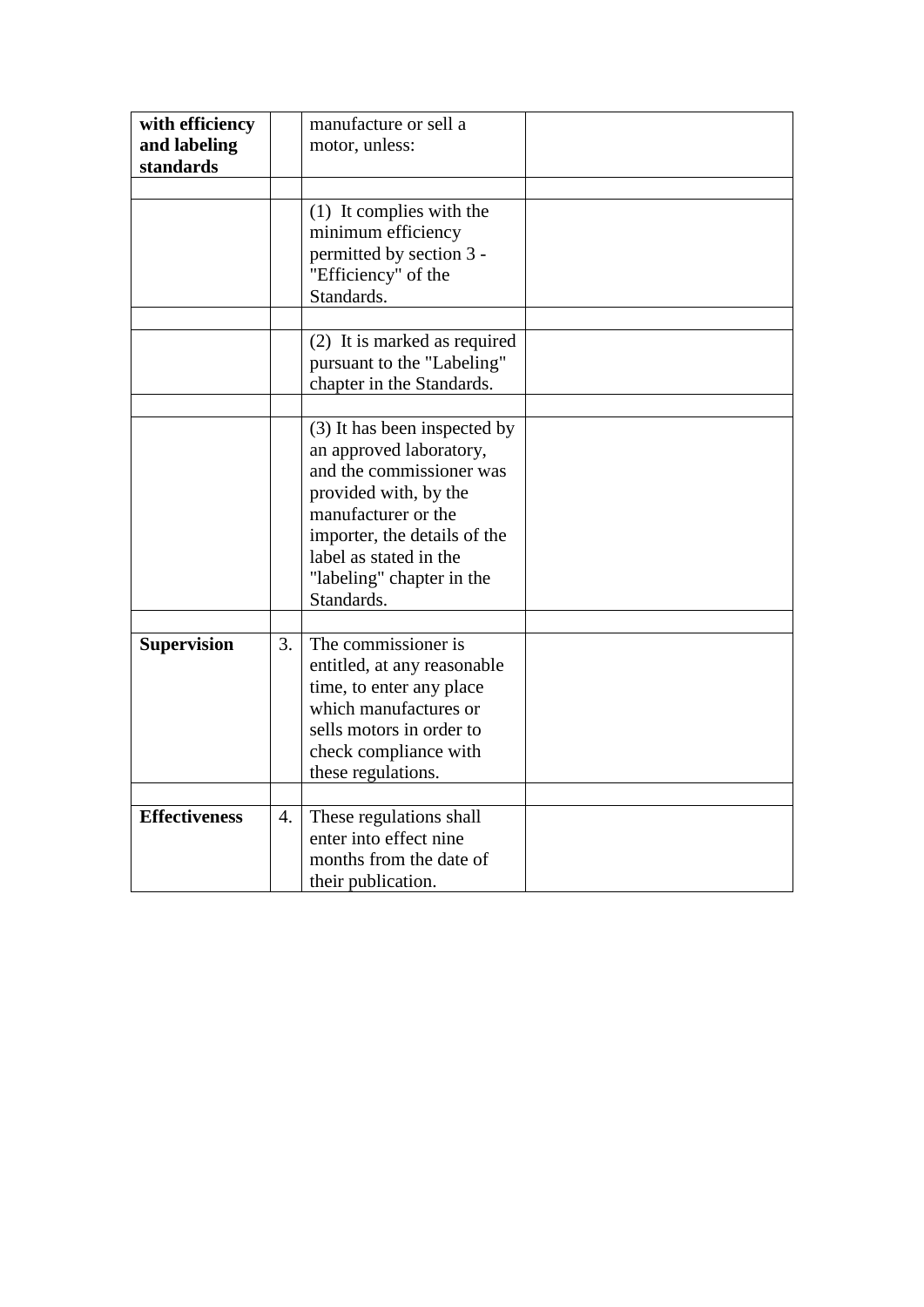| | | | |
|---|---|---|---|
| **with efficiency and labeling standards** | | manufacture or sell a motor, unless: | |
| | | | |
| | | (1) It complies with the minimum efficiency permitted by section 3 - "Efficiency" of the Standards. | |
| | | | |
| | | (2) It is marked as required pursuant to the "Labeling" chapter in the Standards. | |
| | | | |
| | | (3) It has been inspected by an approved laboratory, and the commissioner was provided with, by the manufacturer or the importer, the details of the label as stated in the "labeling" chapter in the Standards. | |
| | | | |
| **Supervision** | 3. | The commissioner is entitled, at any reasonable time, to enter any place which manufactures or sells motors in order to check compliance with these regulations. | |
| | | | |
| **Effectiveness** | 4. | These regulations shall enter into effect nine months from the date of their publication. | |